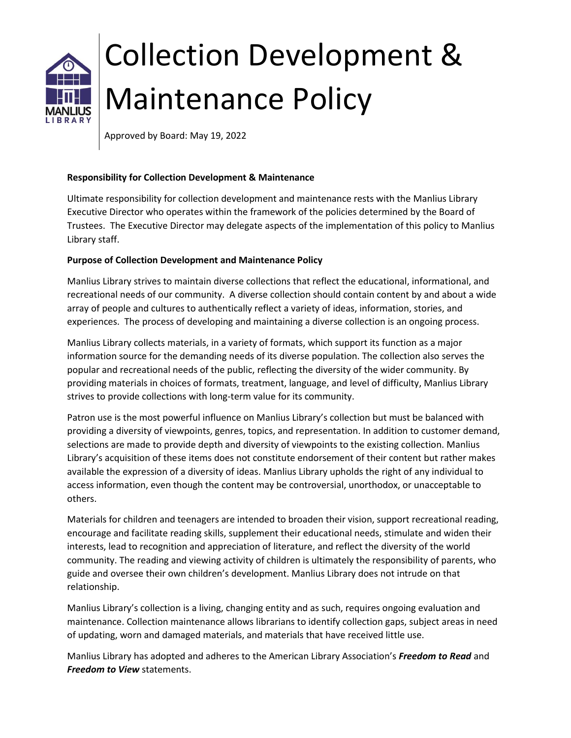# Collection Development & Maintenance Policy

Approved by Board: May 19, 2022

**Responsibility for Collection Development & Maintenance**

Ultimate responsibility for collection development and maintenance rests with the Manlius Library Executive Director who operates within the framework of the policies determined by the Board of Trustees. The Executive Director may delegate aspects of the implementation of this policy to Manlius Library staff.

**Purpose of Collection Development and Maintenance Policy**

Manlius Library strives to maintain diverse collections that reflect the educational, informational, and recreational needs of our community. A diverse collection should contain content by and about a wide array of people and cultures to authentically reflect a variety of ideas, information, stories, and experiences. The process of developing and maintaining a diverse collection is an ongoing process.

Manlius Library collects materials, in a variety of formats, which support its function as a major information source for the demanding needs of its diverse population. The collection also serves the popular and recreational needs of the public, reflecting the diversity of the wider community. By providing materials in choices of formats, treatment, language, and level of difficulty, Manlius Library strives to provide collections with long-term value for its community.

Patron use is the most powerful influence on Manlius Library's collection but must be balanced with providing a diversity of viewpoints, genres, topics, and representation. In addition to customer demand, selections are made to provide depth and diversity of viewpoints to the existing collection. Manlius Library's acquisition of these items does not constitute endorsement of their content but rather makes available the expression of a diversity of ideas. Manlius Library upholds the right of any individual to access information, even though the content may be controversial, unorthodox, or unacceptable to others.

Materials for children and teenagers are intended to broaden their vision, support recreational reading, encourage and facilitate reading skills, supplement their educational needs, stimulate and widen their interests, lead to recognition and appreciation of literature, and reflect the diversity of the world community. The reading and viewing activity of children is ultimately the responsibility of parents, who guide and oversee their own children's development. Manlius Library does not intrude on that relationship.

Manlius Library's collection is a living, changing entity and as such, requires ongoing evaluation and maintenance. Collection maintenance allows librarians to identify collection gaps, subject areas in need of updating, worn and damaged materials, and materials that have received little use.

Manlius Library has adopted and adheres to the American Library Association's ***Freedom to Read*** and ***Freedom to View*** statements.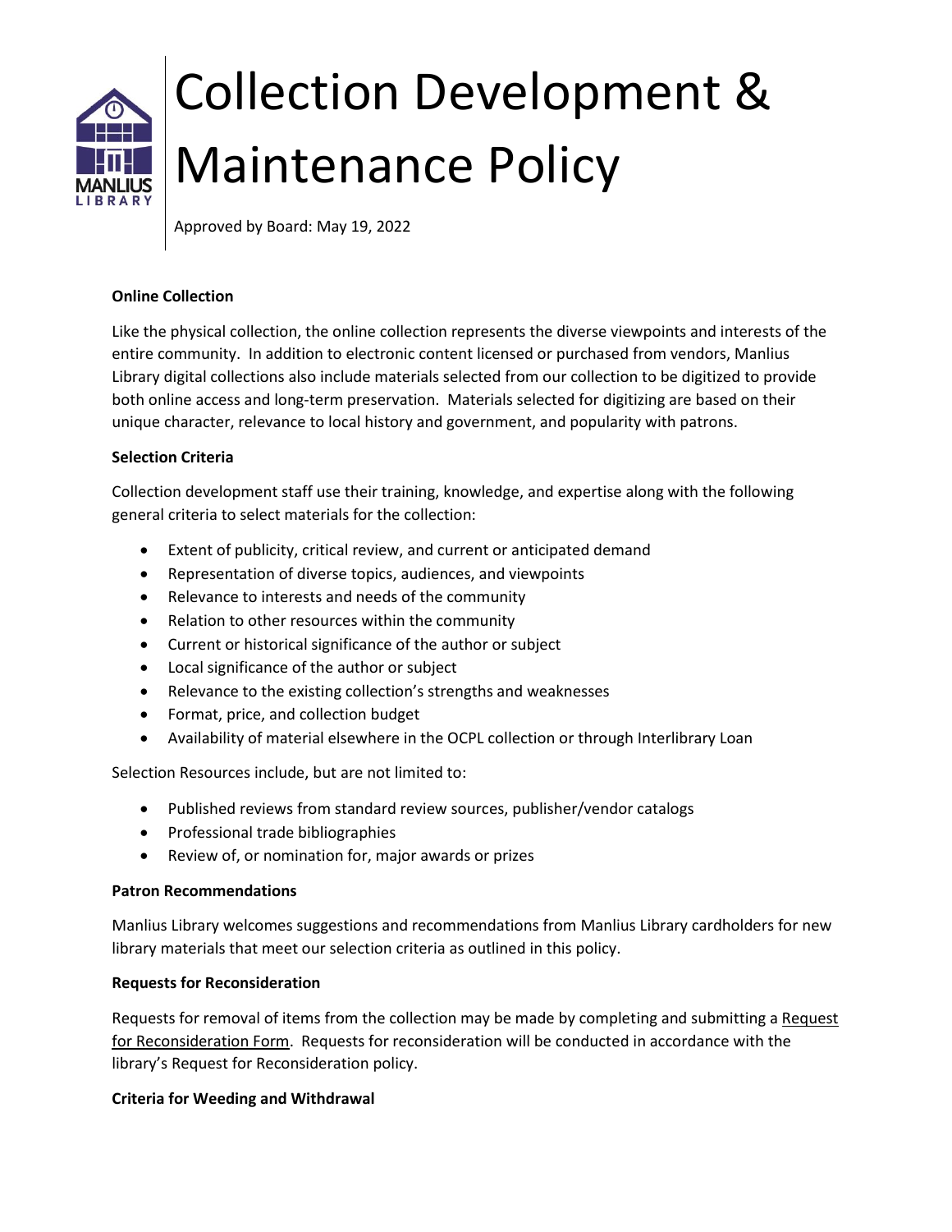# Collection Development & Maintenance Policy

Approved by Board: May 19, 2022

**Online Collection**

Like the physical collection, the online collection represents the diverse viewpoints and interests of the entire community. In addition to electronic content licensed or purchased from vendors, Manlius Library digital collections also include materials selected from our collection to be digitized to provide both online access and long-term preservation. Materials selected for digitizing are based on their unique character, relevance to local history and government, and popularity with patrons.

**Selection Criteria**

Collection development staff use their training, knowledge, and expertise along with the following general criteria to select materials for the collection:

- Extent of publicity, critical review, and current or anticipated demand
- Representation of diverse topics, audiences, and viewpoints
- Relevance to interests and needs of the community
- Relation to other resources within the community
- Current or historical significance of the author or subject
- Local significance of the author or subject
- Relevance to the existing collection's strengths and weaknesses
- Format, price, and collection budget
- Availability of material elsewhere in the OCPL collection or through Interlibrary Loan

Selection Resources include, but are not limited to:

- Published reviews from standard review sources, publisher/vendor catalogs
- Professional trade bibliographies
- Review of, or nomination for, major awards or prizes

**Patron Recommendations**

Manlius Library welcomes suggestions and recommendations from Manlius Library cardholders for new library materials that meet our selection criteria as outlined in this policy.

**Requests for Reconsideration**

Requests for removal of items from the collection may be made by completing and submitting a Request for Reconsideration Form. Requests for reconsideration will be conducted in accordance with the library's Request for Reconsideration policy.

**Criteria for Weeding and Withdrawal**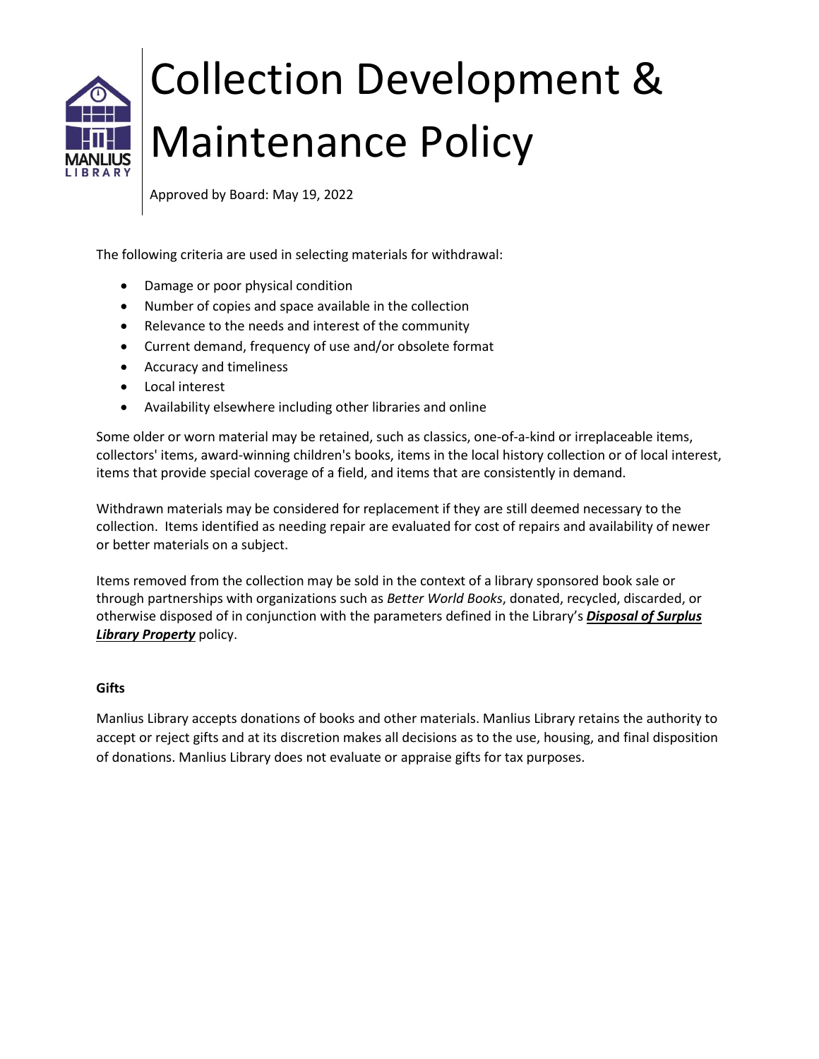# Collection Development & Maintenance Policy

Approved by Board: May 19, 2022

The following criteria are used in selecting materials for withdrawal:

- Damage or poor physical condition
- Number of copies and space available in the collection
- Relevance to the needs and interest of the community
- Current demand, frequency of use and/or obsolete format
- Accuracy and timeliness
- Local interest
- Availability elsewhere including other libraries and online

Some older or worn material may be retained, such as classics, one-of-a-kind or irreplaceable items, collectors' items, award-winning children's books, items in the local history collection or of local interest, items that provide special coverage of a field, and items that are consistently in demand.

Withdrawn materials may be considered for replacement if they are still deemed necessary to the collection. Items identified as needing repair are evaluated for cost of repairs and availability of newer or better materials on a subject.

Items removed from the collection may be sold in the context of a library sponsored book sale or through partnerships with organizations such as *Better World Books*, donated, recycled, discarded, or otherwise disposed of in conjunction with the parameters defined in the Library's ***Disposal of Surplus Library Property*** policy.

**Gifts**

Manlius Library accepts donations of books and other materials. Manlius Library retains the authority to accept or reject gifts and at its discretion makes all decisions as to the use, housing, and final disposition of donations. Manlius Library does not evaluate or appraise gifts for tax purposes.